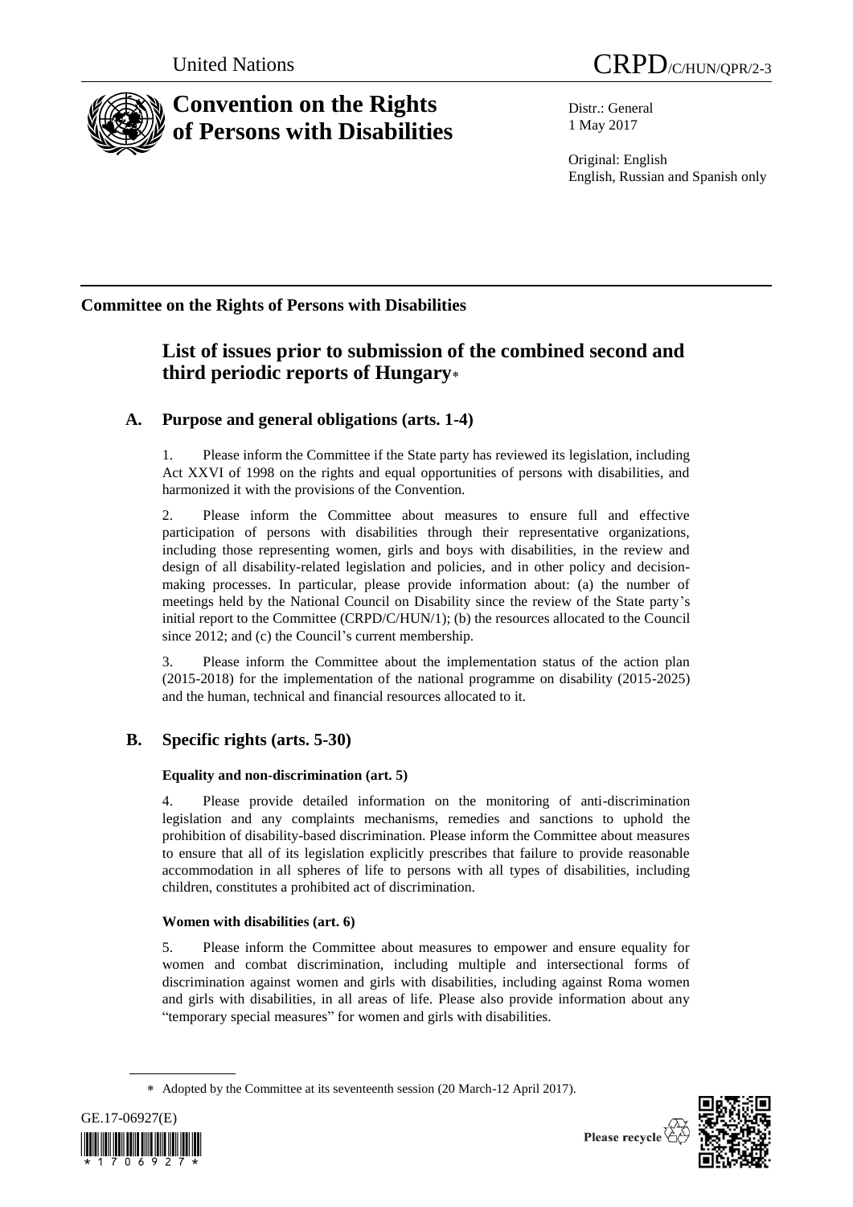United Nations CRPD/C/HUN/QPR/2-3

# Convention on the Rights of Persons with Disabilities

Distr.: General
1 May 2017

Original: English
English, Russian and Spanish only

## Committee on the Rights of Persons with Disabilities

# List of issues prior to submission of the combined second and third periodic reports of Hungary*

## A. Purpose and general obligations (arts. 1-4)

1. Please inform the Committee if the State party has reviewed its legislation, including Act XXVI of 1998 on the rights and equal opportunities of persons with disabilities, and harmonized it with the provisions of the Convention.

2. Please inform the Committee about measures to ensure full and effective participation of persons with disabilities through their representative organizations, including those representing women, girls and boys with disabilities, in the review and design of all disability-related legislation and policies, and in other policy and decision-making processes. In particular, please provide information about: (a) the number of meetings held by the National Council on Disability since the review of the State party's initial report to the Committee (CRPD/C/HUN/1); (b) the resources allocated to the Council since 2012; and (c) the Council's current membership.

3. Please inform the Committee about the implementation status of the action plan (2015-2018) for the implementation of the national programme on disability (2015-2025) and the human, technical and financial resources allocated to it.

## B. Specific rights (arts. 5-30)

### Equality and non-discrimination (art. 5)

4. Please provide detailed information on the monitoring of anti-discrimination legislation and any complaints mechanisms, remedies and sanctions to uphold the prohibition of disability-based discrimination. Please inform the Committee about measures to ensure that all of its legislation explicitly prescribes that failure to provide reasonable accommodation in all spheres of life to persons with all types of disabilities, including children, constitutes a prohibited act of discrimination.

### Women with disabilities (art. 6)

5. Please inform the Committee about measures to empower and ensure equality for women and combat discrimination, including multiple and intersectional forms of discrimination against women and girls with disabilities, including against Roma women and girls with disabilities, in all areas of life. Please also provide information about any "temporary special measures" for women and girls with disabilities.

* Adopted by the Committee at its seventeenth session (20 March-12 April 2017).

GE.17-06927(E)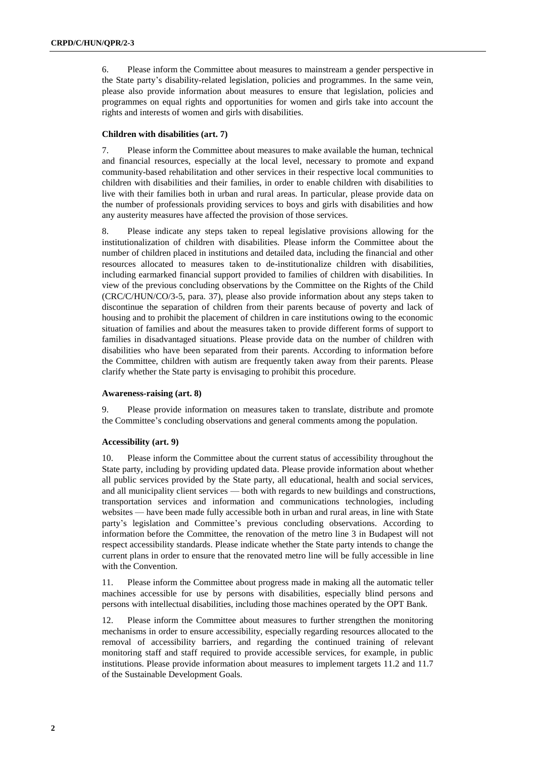6. Please inform the Committee about measures to mainstream a gender perspective in the State party's disability-related legislation, policies and programmes. In the same vein, please also provide information about measures to ensure that legislation, policies and programmes on equal rights and opportunities for women and girls take into account the rights and interests of women and girls with disabilities.

### Children with disabilities (art. 7)

7. Please inform the Committee about measures to make available the human, technical and financial resources, especially at the local level, necessary to promote and expand community-based rehabilitation and other services in their respective local communities to children with disabilities and their families, in order to enable children with disabilities to live with their families both in urban and rural areas. In particular, please provide data on the number of professionals providing services to boys and girls with disabilities and how any austerity measures have affected the provision of those services.

8. Please indicate any steps taken to repeal legislative provisions allowing for the institutionalization of children with disabilities. Please inform the Committee about the number of children placed in institutions and detailed data, including the financial and other resources allocated to measures taken to de-institutionalize children with disabilities, including earmarked financial support provided to families of children with disabilities. In view of the previous concluding observations by the Committee on the Rights of the Child (CRC/C/HUN/CO/3-5, para. 37), please also provide information about any steps taken to discontinue the separation of children from their parents because of poverty and lack of housing and to prohibit the placement of children in care institutions owing to the economic situation of families and about the measures taken to provide different forms of support to families in disadvantaged situations. Please provide data on the number of children with disabilities who have been separated from their parents. According to information before the Committee, children with autism are frequently taken away from their parents. Please clarify whether the State party is envisaging to prohibit this procedure.

### Awareness-raising (art. 8)

9. Please provide information on measures taken to translate, distribute and promote the Committee's concluding observations and general comments among the population.

### Accessibility (art. 9)

10. Please inform the Committee about the current status of accessibility throughout the State party, including by providing updated data. Please provide information about whether all public services provided by the State party, all educational, health and social services, and all municipality client services — both with regards to new buildings and constructions, transportation services and information and communications technologies, including websites — have been made fully accessible both in urban and rural areas, in line with State party's legislation and Committee's previous concluding observations. According to information before the Committee, the renovation of the metro line 3 in Budapest will not respect accessibility standards. Please indicate whether the State party intends to change the current plans in order to ensure that the renovated metro line will be fully accessible in line with the Convention.

11. Please inform the Committee about progress made in making all the automatic teller machines accessible for use by persons with disabilities, especially blind persons and persons with intellectual disabilities, including those machines operated by the OPT Bank.

12. Please inform the Committee about measures to further strengthen the monitoring mechanisms in order to ensure accessibility, especially regarding resources allocated to the removal of accessibility barriers, and regarding the continued training of relevant monitoring staff and staff required to provide accessible services, for example, in public institutions. Please provide information about measures to implement targets 11.2 and 11.7 of the Sustainable Development Goals.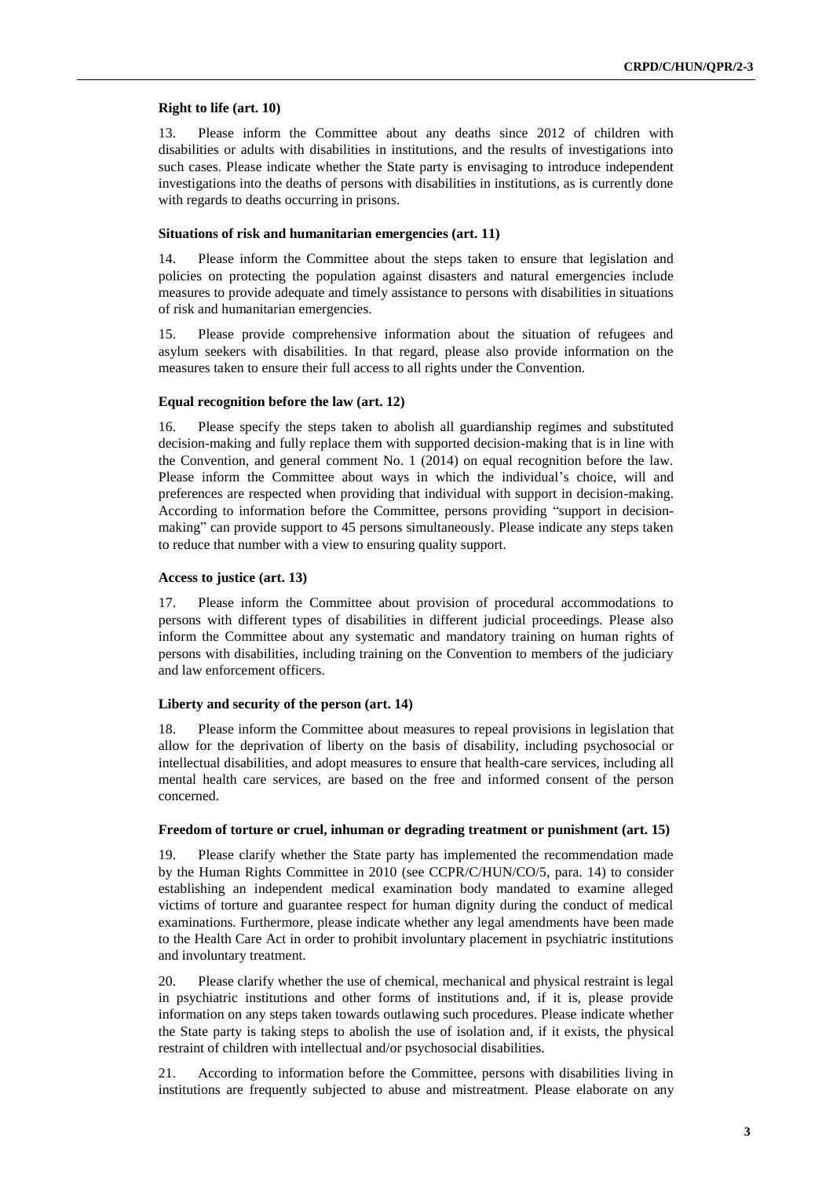### Right to life (art. 10)

13. Please inform the Committee about any deaths since 2012 of children with disabilities or adults with disabilities in institutions, and the results of investigations into such cases. Please indicate whether the State party is envisaging to introduce independent investigations into the deaths of persons with disabilities in institutions, as is currently done with regards to deaths occurring in prisons.

### Situations of risk and humanitarian emergencies (art. 11)

14. Please inform the Committee about the steps taken to ensure that legislation and policies on protecting the population against disasters and natural emergencies include measures to provide adequate and timely assistance to persons with disabilities in situations of risk and humanitarian emergencies.

15. Please provide comprehensive information about the situation of refugees and asylum seekers with disabilities. In that regard, please also provide information on the measures taken to ensure their full access to all rights under the Convention.

### Equal recognition before the law (art. 12)

16. Please specify the steps taken to abolish all guardianship regimes and substituted decision-making and fully replace them with supported decision-making that is in line with the Convention, and general comment No. 1 (2014) on equal recognition before the law. Please inform the Committee about ways in which the individual's choice, will and preferences are respected when providing that individual with support in decision-making. According to information before the Committee, persons providing "support in decision-making" can provide support to 45 persons simultaneously. Please indicate any steps taken to reduce that number with a view to ensuring quality support.

### Access to justice (art. 13)

17. Please inform the Committee about provision of procedural accommodations to persons with different types of disabilities in different judicial proceedings. Please also inform the Committee about any systematic and mandatory training on human rights of persons with disabilities, including training on the Convention to members of the judiciary and law enforcement officers.

### Liberty and security of the person (art. 14)

18. Please inform the Committee about measures to repeal provisions in legislation that allow for the deprivation of liberty on the basis of disability, including psychosocial or intellectual disabilities, and adopt measures to ensure that health-care services, including all mental health care services, are based on the free and informed consent of the person concerned.

### Freedom of torture or cruel, inhuman or degrading treatment or punishment (art. 15)

19. Please clarify whether the State party has implemented the recommendation made by the Human Rights Committee in 2010 (see CCPR/C/HUN/CO/5, para. 14) to consider establishing an independent medical examination body mandated to examine alleged victims of torture and guarantee respect for human dignity during the conduct of medical examinations. Furthermore, please indicate whether any legal amendments have been made to the Health Care Act in order to prohibit involuntary placement in psychiatric institutions and involuntary treatment.

20. Please clarify whether the use of chemical, mechanical and physical restraint is legal in psychiatric institutions and other forms of institutions and, if it is, please provide information on any steps taken towards outlawing such procedures. Please indicate whether the State party is taking steps to abolish the use of isolation and, if it exists, the physical restraint of children with intellectual and/or psychosocial disabilities.

21. According to information before the Committee, persons with disabilities living in institutions are frequently subjected to abuse and mistreatment. Please elaborate on any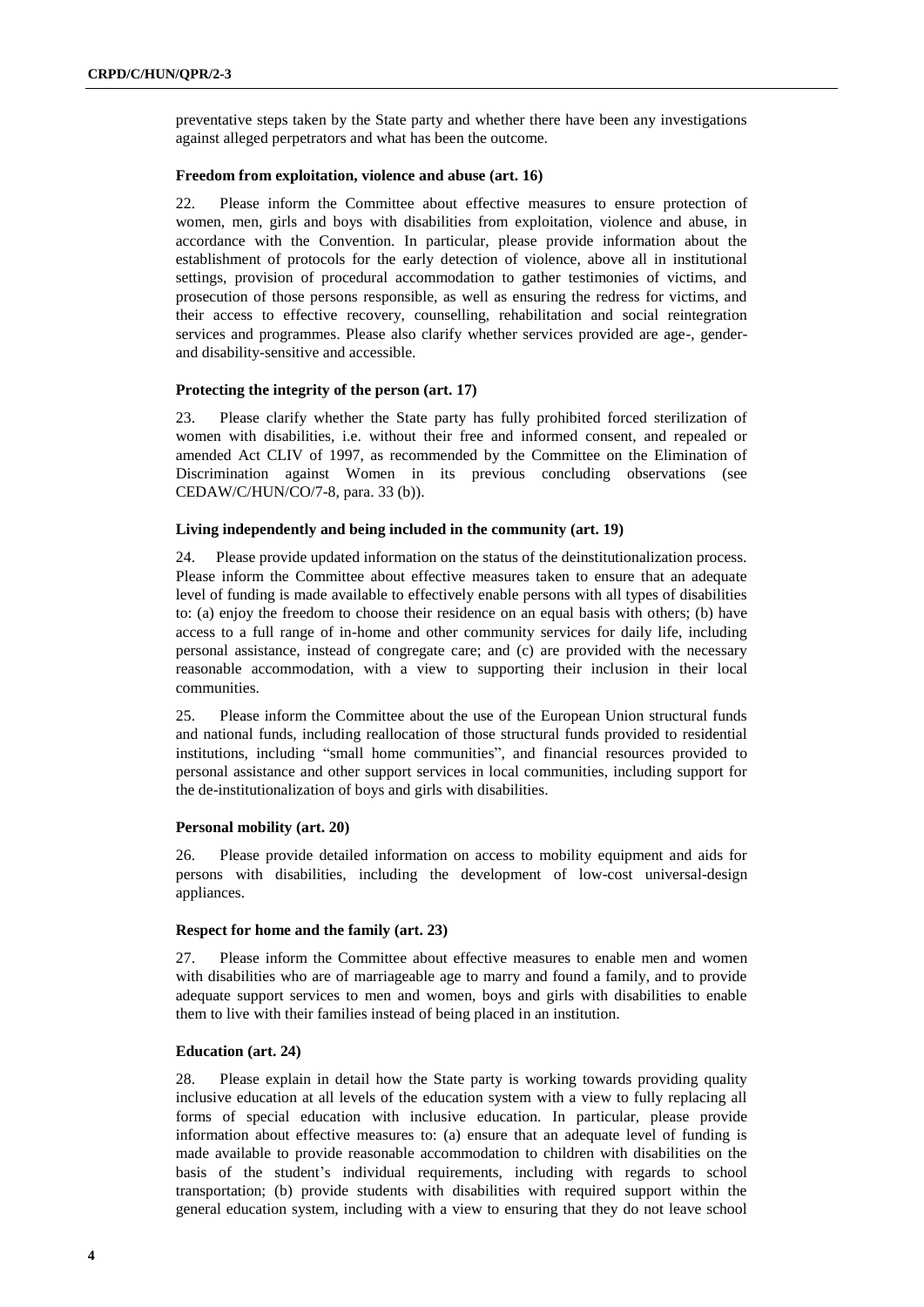preventative steps taken by the State party and whether there have been any investigations against alleged perpetrators and what has been the outcome.

### Freedom from exploitation, violence and abuse (art. 16)

22. Please inform the Committee about effective measures to ensure protection of women, men, girls and boys with disabilities from exploitation, violence and abuse, in accordance with the Convention. In particular, please provide information about the establishment of protocols for the early detection of violence, above all in institutional settings, provision of procedural accommodation to gather testimonies of victims, and prosecution of those persons responsible, as well as ensuring the redress for victims, and their access to effective recovery, counselling, rehabilitation and social reintegration services and programmes. Please also clarify whether services provided are age-, gender- and disability-sensitive and accessible.

### Protecting the integrity of the person (art. 17)

23. Please clarify whether the State party has fully prohibited forced sterilization of women with disabilities, i.e. without their free and informed consent, and repealed or amended Act CLIV of 1997, as recommended by the Committee on the Elimination of Discrimination against Women in its previous concluding observations (see CEDAW/C/HUN/CO/7-8, para. 33 (b)).

### Living independently and being included in the community (art. 19)

24. Please provide updated information on the status of the deinstitutionalization process. Please inform the Committee about effective measures taken to ensure that an adequate level of funding is made available to effectively enable persons with all types of disabilities to: (a) enjoy the freedom to choose their residence on an equal basis with others; (b) have access to a full range of in-home and other community services for daily life, including personal assistance, instead of congregate care; and (c) are provided with the necessary reasonable accommodation, with a view to supporting their inclusion in their local communities.

25. Please inform the Committee about the use of the European Union structural funds and national funds, including reallocation of those structural funds provided to residential institutions, including "small home communities", and financial resources provided to personal assistance and other support services in local communities, including support for the de-institutionalization of boys and girls with disabilities.

### Personal mobility (art. 20)

26. Please provide detailed information on access to mobility equipment and aids for persons with disabilities, including the development of low-cost universal-design appliances.

### Respect for home and the family (art. 23)

27. Please inform the Committee about effective measures to enable men and women with disabilities who are of marriageable age to marry and found a family, and to provide adequate support services to men and women, boys and girls with disabilities to enable them to live with their families instead of being placed in an institution.

### Education (art. 24)

28. Please explain in detail how the State party is working towards providing quality inclusive education at all levels of the education system with a view to fully replacing all forms of special education with inclusive education. In particular, please provide information about effective measures to: (a) ensure that an adequate level of funding is made available to provide reasonable accommodation to children with disabilities on the basis of the student's individual requirements, including with regards to school transportation; (b) provide students with disabilities with required support within the general education system, including with a view to ensuring that they do not leave school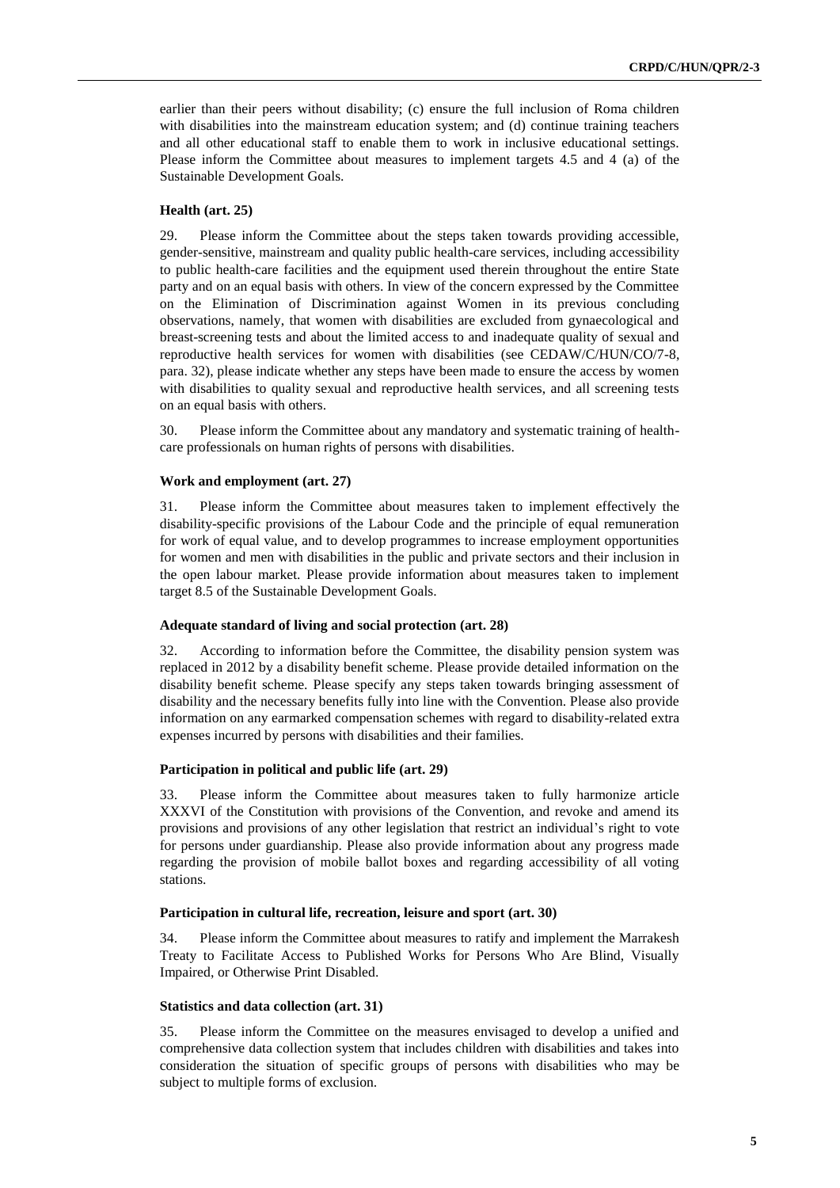earlier than their peers without disability; (c) ensure the full inclusion of Roma children with disabilities into the mainstream education system; and (d) continue training teachers and all other educational staff to enable them to work in inclusive educational settings. Please inform the Committee about measures to implement targets 4.5 and 4 (a) of the Sustainable Development Goals.

### Health (art. 25)

29. Please inform the Committee about the steps taken towards providing accessible, gender-sensitive, mainstream and quality public health-care services, including accessibility to public health-care facilities and the equipment used therein throughout the entire State party and on an equal basis with others. In view of the concern expressed by the Committee on the Elimination of Discrimination against Women in its previous concluding observations, namely, that women with disabilities are excluded from gynaecological and breast-screening tests and about the limited access to and inadequate quality of sexual and reproductive health services for women with disabilities (see CEDAW/C/HUN/CO/7-8, para. 32), please indicate whether any steps have been made to ensure the access by women with disabilities to quality sexual and reproductive health services, and all screening tests on an equal basis with others.

30. Please inform the Committee about any mandatory and systematic training of health-care professionals on human rights of persons with disabilities.

### Work and employment (art. 27)

31. Please inform the Committee about measures taken to implement effectively the disability-specific provisions of the Labour Code and the principle of equal remuneration for work of equal value, and to develop programmes to increase employment opportunities for women and men with disabilities in the public and private sectors and their inclusion in the open labour market. Please provide information about measures taken to implement target 8.5 of the Sustainable Development Goals.

### Adequate standard of living and social protection (art. 28)

32. According to information before the Committee, the disability pension system was replaced in 2012 by a disability benefit scheme. Please provide detailed information on the disability benefit scheme. Please specify any steps taken towards bringing assessment of disability and the necessary benefits fully into line with the Convention. Please also provide information on any earmarked compensation schemes with regard to disability-related extra expenses incurred by persons with disabilities and their families.

### Participation in political and public life (art. 29)

33. Please inform the Committee about measures taken to fully harmonize article XXXVI of the Constitution with provisions of the Convention, and revoke and amend its provisions and provisions of any other legislation that restrict an individual's right to vote for persons under guardianship. Please also provide information about any progress made regarding the provision of mobile ballot boxes and regarding accessibility of all voting stations.

### Participation in cultural life, recreation, leisure and sport (art. 30)

34. Please inform the Committee about measures to ratify and implement the Marrakesh Treaty to Facilitate Access to Published Works for Persons Who Are Blind, Visually Impaired, or Otherwise Print Disabled.

### Statistics and data collection (art. 31)

35. Please inform the Committee on the measures envisaged to develop a unified and comprehensive data collection system that includes children with disabilities and takes into consideration the situation of specific groups of persons with disabilities who may be subject to multiple forms of exclusion.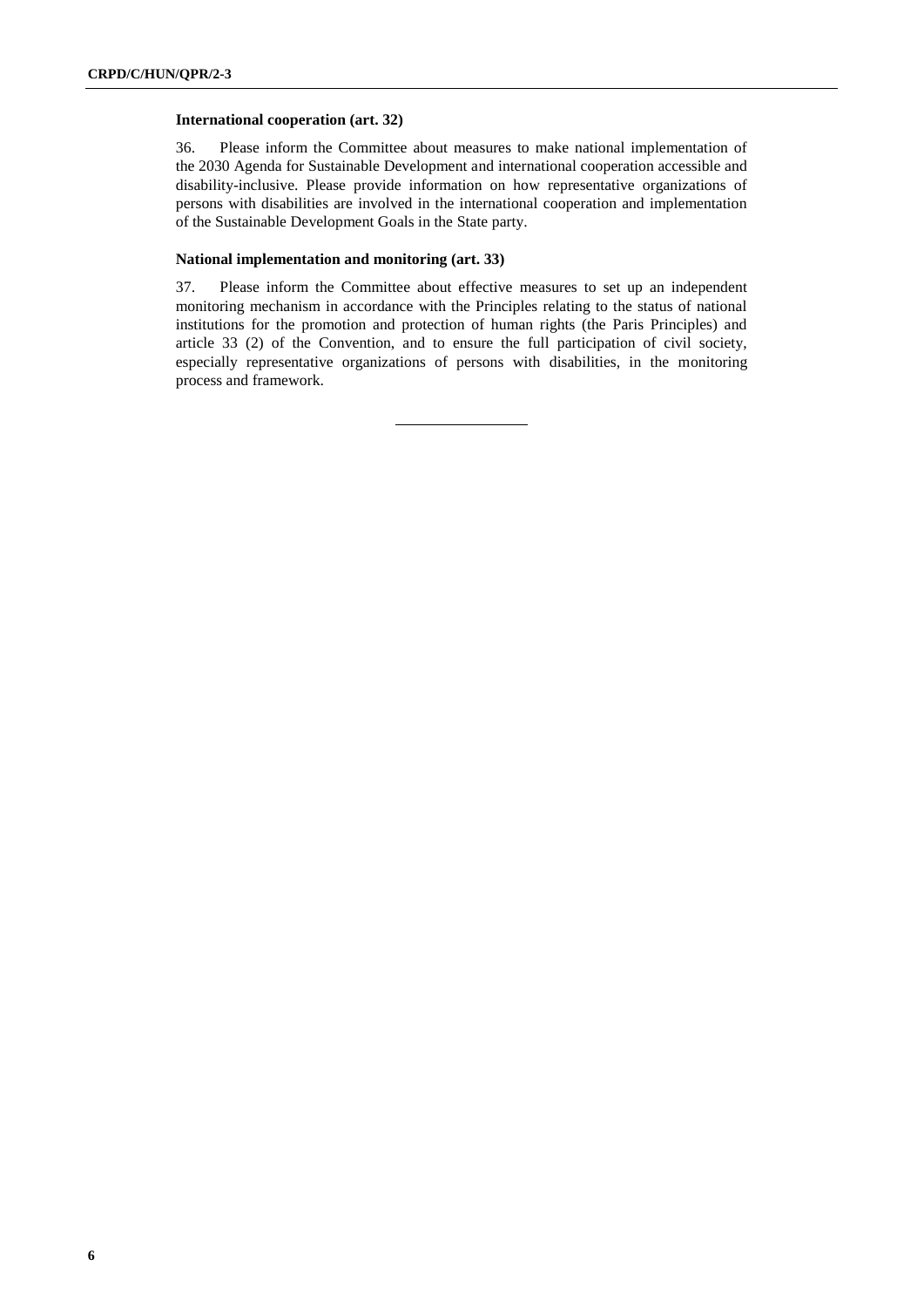### International cooperation (art. 32)

36. Please inform the Committee about measures to make national implementation of the 2030 Agenda for Sustainable Development and international cooperation accessible and disability-inclusive. Please provide information on how representative organizations of persons with disabilities are involved in the international cooperation and implementation of the Sustainable Development Goals in the State party.

### National implementation and monitoring (art. 33)

37. Please inform the Committee about effective measures to set up an independent monitoring mechanism in accordance with the Principles relating to the status of national institutions for the promotion and protection of human rights (the Paris Principles) and article 33 (2) of the Convention, and to ensure the full participation of civil society, especially representative organizations of persons with disabilities, in the monitoring process and framework.